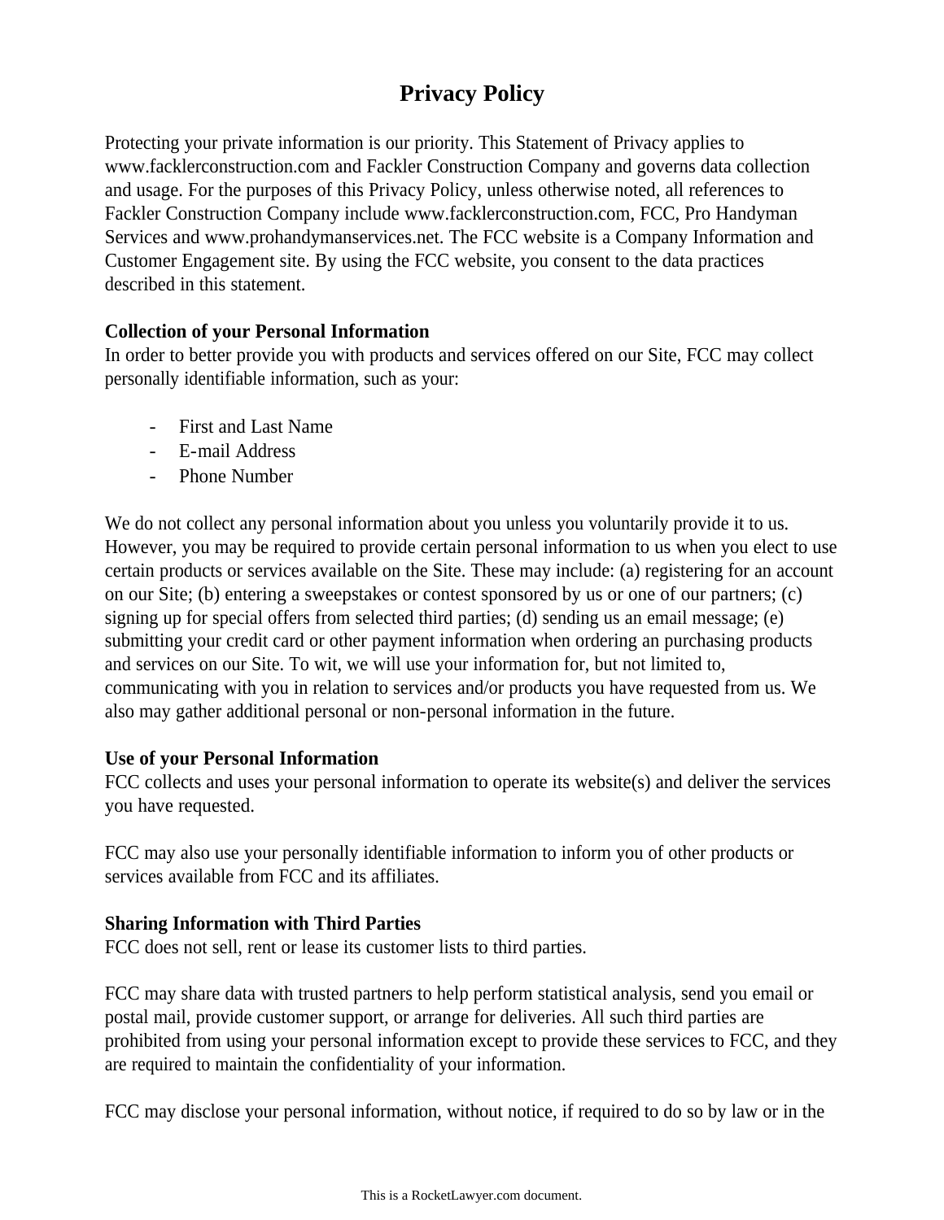# Privacy Policy

Protecting your private information is our priority. This Statement of Privacy applies to www.facklerconstruction.com and Fackler Construction Company and governs data collection and usage. For the purposes of this Privacy Policy, unless otherwise noted, all references to Fackler Construction Company include www.facklerconstruction.com, FCC, Pro Handyman Services and www.prohandymanservices.net. The FCC website is a Company Information and Customer Engagement site. By using the FCC website, you consent to the data practices described in this statement.

**Collection of your Personal Information**
In order to better provide you with products and services offered on our Site, FCC may collect personally identifiable information, such as your:

- First and Last Name
- E-mail Address
- Phone Number

We do not collect any personal information about you unless you voluntarily provide it to us. However, you may be required to provide certain personal information to us when you elect to use certain products or services available on the Site. These may include: (a) registering for an account on our Site; (b) entering a sweepstakes or contest sponsored by us or one of our partners; (c) signing up for special offers from selected third parties; (d) sending us an email message; (e) submitting your credit card or other payment information when ordering an purchasing products and services on our Site. To wit, we will use your information for, but not limited to, communicating with you in relation to services and/or products you have requested from us. We also may gather additional personal or non-personal information in the future.

**Use of your Personal Information**
FCC collects and uses your personal information to operate its website(s) and deliver the services you have requested.

FCC may also use your personally identifiable information to inform you of other products or services available from FCC and its affiliates.

**Sharing Information with Third Parties**
FCC does not sell, rent or lease its customer lists to third parties.

FCC may share data with trusted partners to help perform statistical analysis, send you email or postal mail, provide customer support, or arrange for deliveries. All such third parties are prohibited from using your personal information except to provide these services to FCC, and they are required to maintain the confidentiality of your information.

FCC may disclose your personal information, without notice, if required to do so by law or in the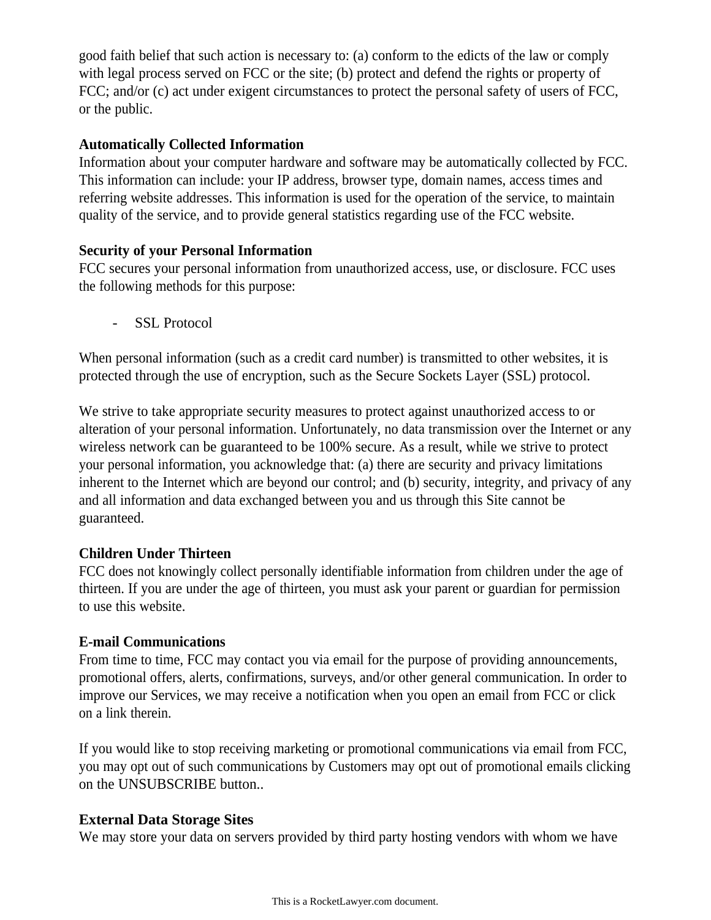good faith belief that such action is necessary to: (a) conform to the edicts of the law or comply with legal process served on FCC or the site; (b) protect and defend the rights or property of FCC; and/or (c) act under exigent circumstances to protect the personal safety of users of FCC, or the public.

**Automatically Collected Information**
Information about your computer hardware and software may be automatically collected by FCC. This information can include: your IP address, browser type, domain names, access times and referring website addresses. This information is used for the operation of the service, to maintain quality of the service, and to provide general statistics regarding use of the FCC website.

**Security of your Personal Information**
FCC secures your personal information from unauthorized access, use, or disclosure. FCC uses the following methods for this purpose:

- SSL Protocol

When personal information (such as a credit card number) is transmitted to other websites, it is protected through the use of encryption, such as the Secure Sockets Layer (SSL) protocol.

We strive to take appropriate security measures to protect against unauthorized access to or alteration of your personal information. Unfortunately, no data transmission over the Internet or any wireless network can be guaranteed to be 100% secure. As a result, while we strive to protect your personal information, you acknowledge that: (a) there are security and privacy limitations inherent to the Internet which are beyond our control; and (b) security, integrity, and privacy of any and all information and data exchanged between you and us through this Site cannot be guaranteed.

**Children Under Thirteen**
FCC does not knowingly collect personally identifiable information from children under the age of thirteen. If you are under the age of thirteen, you must ask your parent or guardian for permission to use this website.

**E-mail Communications**
From time to time, FCC may contact you via email for the purpose of providing announcements, promotional offers, alerts, confirmations, surveys, and/or other general communication. In order to improve our Services, we may receive a notification when you open an email from FCC or click on a link therein.

If you would like to stop receiving marketing or promotional communications via email from FCC, you may opt out of such communications by Customers may opt out of promotional emails clicking on the UNSUBSCRIBE button..

**External Data Storage Sites**
We may store your data on servers provided by third party hosting vendors with whom we have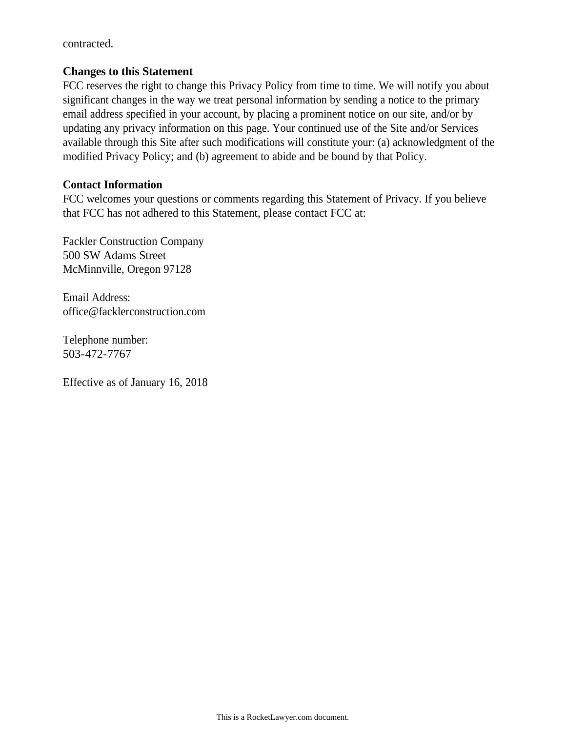contracted.

**Changes to this Statement**

FCC reserves the right to change this Privacy Policy from time to time. We will notify you about significant changes in the way we treat personal information by sending a notice to the primary email address specified in your account, by placing a prominent notice on our site, and/or by updating any privacy information on this page. Your continued use of the Site and/or Services available through this Site after such modifications will constitute your: (a) acknowledgment of the modified Privacy Policy; and (b) agreement to abide and be bound by that Policy.

**Contact Information**

FCC welcomes your questions or comments regarding this Statement of Privacy. If you believe that FCC has not adhered to this Statement, please contact FCC at:

Fackler Construction Company
500 SW Adams Street
McMinnville, Oregon 97128

Email Address:
office@facklerconstruction.com

Telephone number:
503-472-7767

Effective as of January 16, 2018